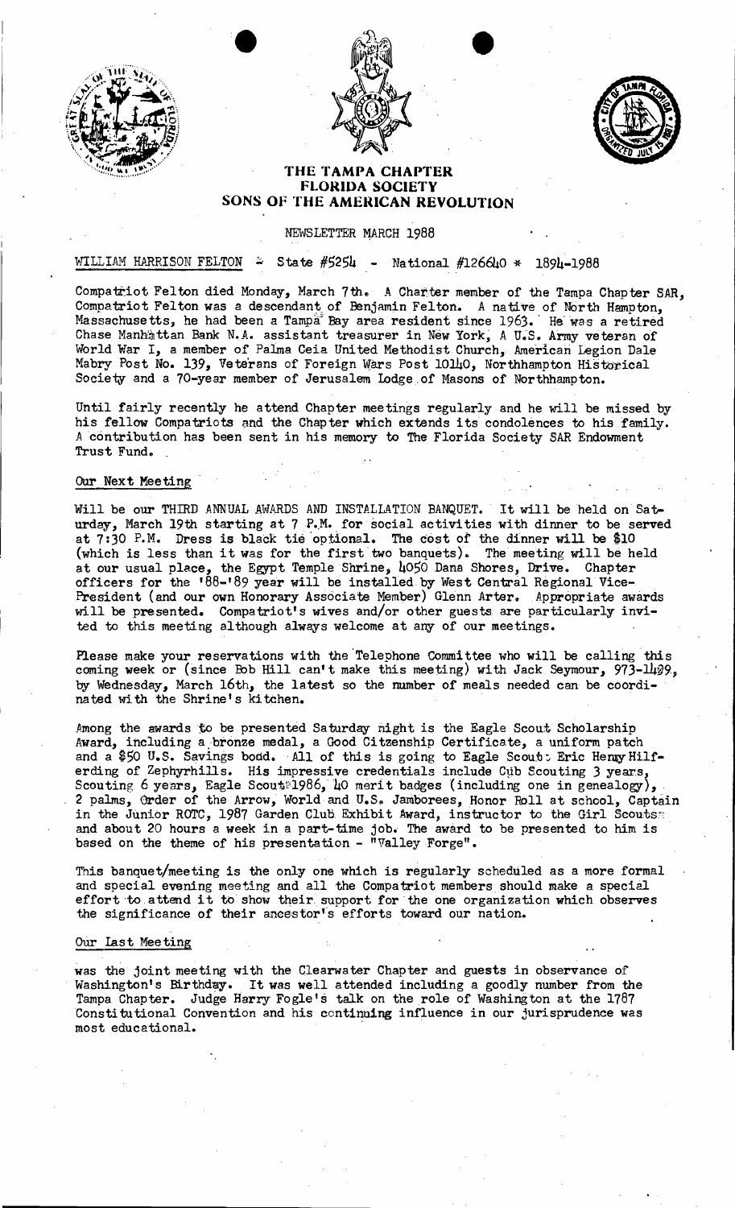# THE TAMPA CHAPTER
## FLORIDA SOCIETY
## SONS OF THE AMERICAN REVOLUTION

NEWSLETTER MARCH 1988

WILLIAM HARRISON FELTON - State #5254 - National #126640 * 1894-1988

Compatriot Felton died Monday, March 7th. A Charter member of the Tampa Chapter SAR, Compatriot Felton was a descendant of Benjamin Felton. A native of North Hampton, Massachusetts, he had been a Tampa Bay area resident since 1963. He was a retired Chase Manhattan Bank N.A. assistant treasurer in New York, A U.S. Army veteran of World War I, a member of Palma Ceia United Methodist Church, American Legion Dale Mabry Post No. 139, Veterans of Foreign Wars Post 10140, Northhampton Historical Society and a 70-year member of Jerusalem Lodge of Masons of Northhampton.

Until fairly recently he attend Chapter meetings regularly and he will be missed by his fellow Compatriots and the Chapter which extends its condolences to his family. A contribution has been sent in his memory to The Florida Society SAR Endowment Trust Fund.

### Our Next Meeting

Will be our THIRD ANNUAL AWARDS AND INSTALLATION BANQUET. It will be held on Saturday, March 19th starting at 7 P.M. for social activities with dinner to be served at 7:30 P.M. Dress is black tie optional. The cost of the dinner will be $10 (which is less than it was for the first two banquets). The meeting will be held at our usual place, the Egypt Temple Shrine, 4050 Dana Shores, Drive. Chapter officers for the '88-'89 year will be installed by West Central Regional Vice-President (and our own Honorary Associate Member) Glenn Arter. Appropriate awards will be presented. Compatriot's wives and/or other guests are particularly invited to this meeting although always welcome at any of our meetings.

Please make your reservations with the Telephone Committee who will be calling this coming week or (since Bob Hill can't make this meeting) with Jack Seymour, 973-1409, by Wednesday, March 16th, the latest so the number of meals needed can be coordinated with the Shrine's kitchen.

Among the awards to be presented Saturday night is the Eagle Scout Scholarship Award, including a bronze medal, a Good Citizenship Certificate, a uniform patch and a $50 U.S. Savings bond. All of this is going to Eagle Scout Eric Henry Hilferding of Zephyrhills. His impressive credentials include Cub Scouting 3 years, Scouting 6 years, Eagle Scout 1986, 40 merit badges (including one in genealogy), 2 palms, Order of the Arrow, World and U.S. Jamborees, Honor Roll at school, Captain in the Junior ROTC, 1987 Garden Club Exhibit Award, instructor to the Girl Scouts and about 20 hours a week in a part-time job. The award to be presented to him is based on the theme of his presentation - "Valley Forge".

This banquet/meeting is the only one which is regularly scheduled as a more formal and special evening meeting and all the Compatriot members should make a special effort to attend it to show their support for the one organization which observes the significance of their ancestor's efforts toward our nation.

### Our Last Meeting

was the joint meeting with the Clearwater Chapter and guests in observance of Washington's Birthday. It was well attended including a goodly number from the Tampa Chapter. Judge Harry Fogle's talk on the role of Washington at the 1787 Constitutional Convention and his continuing influence in our jurisprudence was most educational.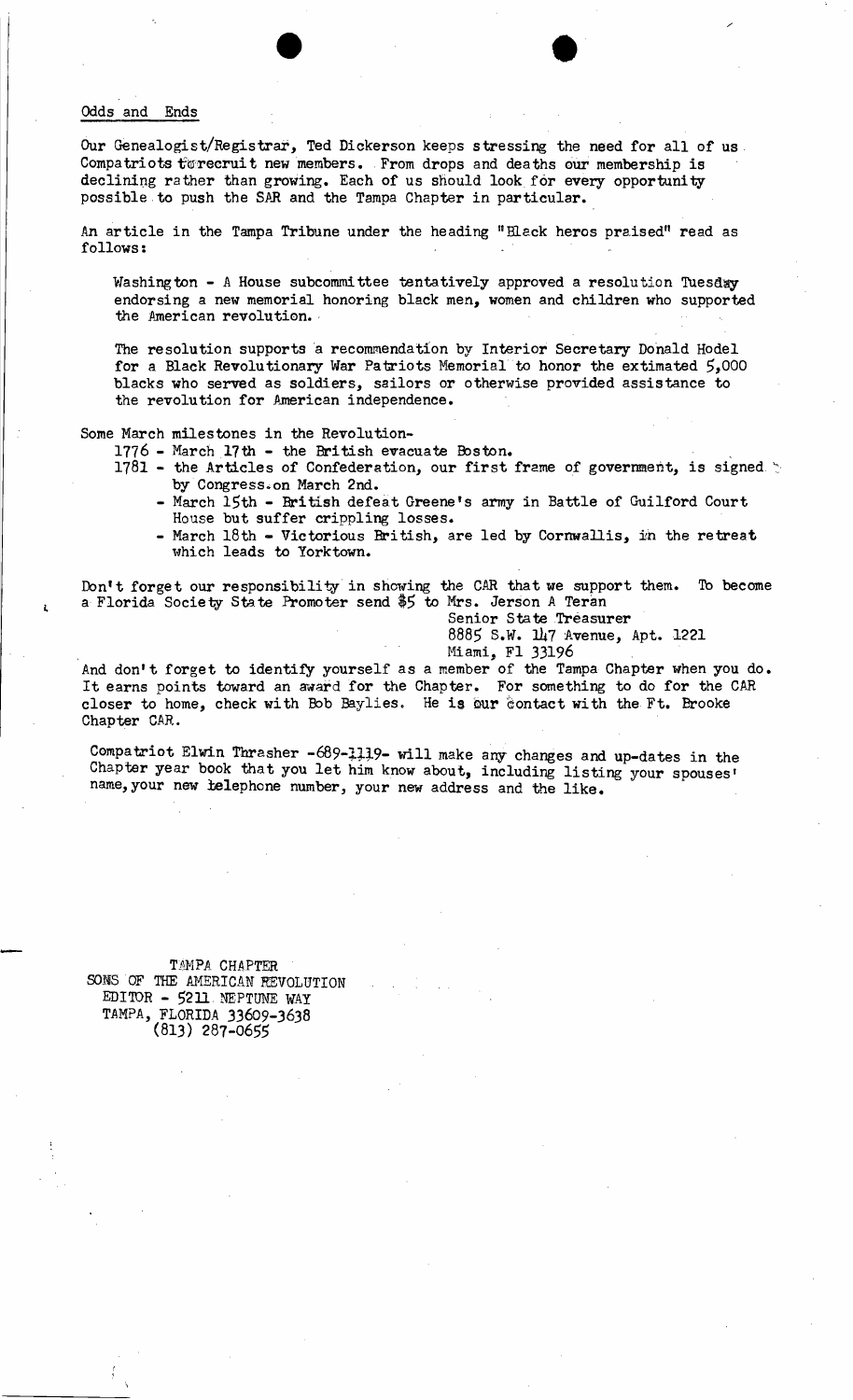## Odds and Ends

Our Genealogist/Registrar, Ted Dickerson keeps stressing the need for all of us Compatriots to recruit new members. From drops and deaths our membership is declining rather than growing. Each of us should look for every opportunity possible to push the SAR and the Tampa Chapter in particular.

An article in the Tampa Tribune under the heading "Black heros praised" read as follows:

> Washington - A House subcommittee tentatively approved a resolution Tuesday endorsing a new memorial honoring black men, women and children who supported the American revolution.
>
> The resolution supports a recommendation by Interior Secretary Donald Hodel for a Black Revolutionary War Patriots Memorial to honor the extimated 5,000 blacks who served as soldiers, sailors or otherwise provided assistance to the revolution for American independence.

Some March milestones in the Revolution-

- 1776 - March 17th - the British evacuate Boston.
- 1781 - the Articles of Confederation, our first frame of government, is signed by Congress on March 2nd.
  - March 15th - British defeat Greene's army in Battle of Guilford Court House but suffer crippling losses.
  - March 18th - Victorious British, are led by Cornwallis, in the retreat which leads to Yorktown.

Don't forget our responsibility in showing the CAR that we support them. To become a Florida Society State Promoter send $5 to Mrs. Jerson A Teran

Senior State Treasurer
8885 S.W. 147 Avenue, Apt. 1221
Miami, Fl 33196

And don't forget to identify yourself as a member of the Tampa Chapter when you do. It earns points toward an award for the Chapter. For something to do for the CAR closer to home, check with Bob Baylies. He is our contact with the Ft. Brooke Chapter CAR.

Compatriot Elwin Thrasher -689-1119- will make any changes and up-dates in the Chapter year book that you let him know about, including listing your spouses' name, your new telephone number, your new address and the like.

TAMPA CHAPTER
SONS OF THE AMERICAN REVOLUTION
EDITOR - 5211 NEPTUNE WAY
TAMPA, FLORIDA 33609-3638
(813) 287-0655